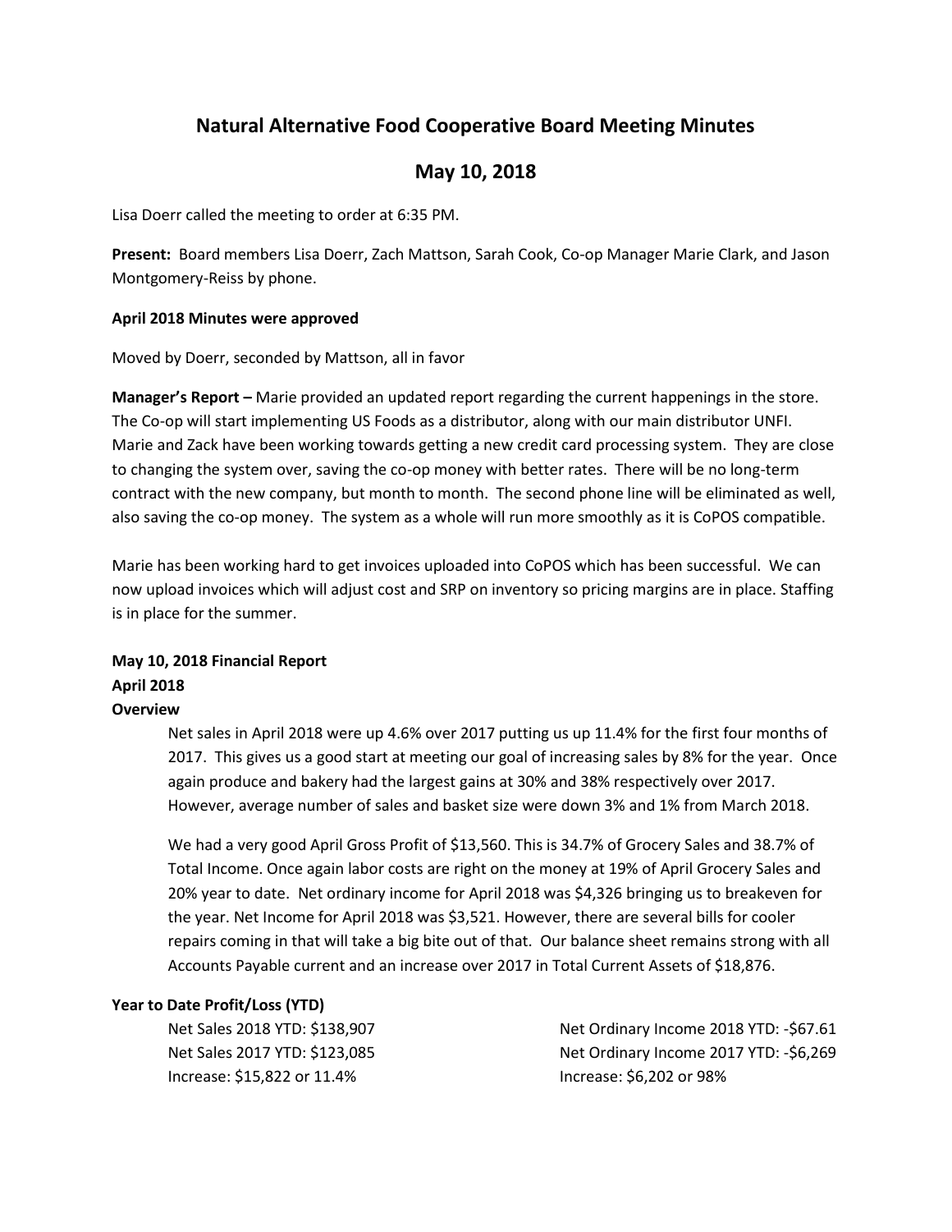# Natural Alternative Food Cooperative Board Meeting Minutes

## May 10, 2018

Lisa Doerr called the meeting to order at 6:35 PM.

**Present:** Board members Lisa Doerr, Zach Mattson, Sarah Cook, Co-op Manager Marie Clark, and Jason Montgomery-Reiss by phone.

**April 2018 Minutes were approved**

Moved by Doerr, seconded by Mattson, all in favor

**Manager's Report –** Marie provided an updated report regarding the current happenings in the store. The Co-op will start implementing US Foods as a distributor, along with our main distributor UNFI. Marie and Zack have been working towards getting a new credit card processing system. They are close to changing the system over, saving the co-op money with better rates. There will be no long-term contract with the new company, but month to month. The second phone line will be eliminated as well, also saving the co-op money. The system as a whole will run more smoothly as it is CoPOS compatible.

Marie has been working hard to get invoices uploaded into CoPOS which has been successful. We can now upload invoices which will adjust cost and SRP on inventory so pricing margins are in place. Staffing is in place for the summer.

**May 10, 2018 Financial Report**
**April 2018**
**Overview**

Net sales in April 2018 were up 4.6% over 2017 putting us up 11.4% for the first four months of 2017. This gives us a good start at meeting our goal of increasing sales by 8% for the year. Once again produce and bakery had the largest gains at 30% and 38% respectively over 2017. However, average number of sales and basket size were down 3% and 1% from March 2018.

We had a very good April Gross Profit of $13,560. This is 34.7% of Grocery Sales and 38.7% of Total Income. Once again labor costs are right on the money at 19% of April Grocery Sales and 20% year to date. Net ordinary income for April 2018 was $4,326 bringing us to breakeven for the year. Net Income for April 2018 was $3,521. However, there are several bills for cooler repairs coming in that will take a big bite out of that. Our balance sheet remains strong with all Accounts Payable current and an increase over 2017 in Total Current Assets of $18,876.

**Year to Date Profit/Loss (YTD)**

Net Sales 2018 YTD: $138,907
Net Sales 2017 YTD: $123,085
Increase: $15,822 or 11.4%

Net Ordinary Income 2018 YTD: -$67.61
Net Ordinary Income 2017 YTD: -$6,269
Increase: $6,202 or 98%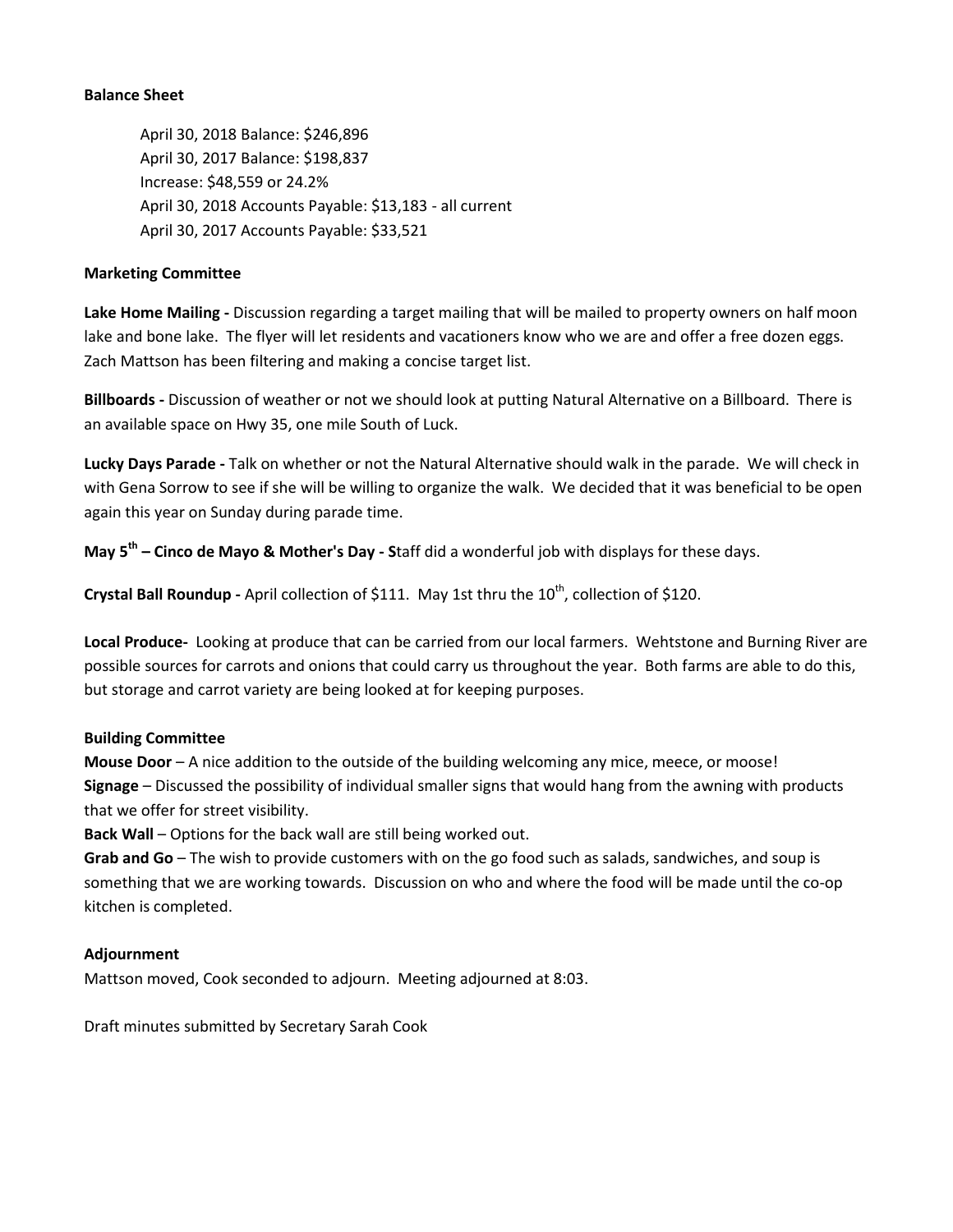**Balance Sheet**

April 30, 2018 Balance: $246,896
April 30, 2017 Balance: $198,837
Increase: $48,559 or 24.2%
April 30, 2018 Accounts Payable: $13,183 - all current
April 30, 2017 Accounts Payable: $33,521

**Marketing Committee**

**Lake Home Mailing -** Discussion regarding a target mailing that will be mailed to property owners on half moon lake and bone lake. The flyer will let residents and vacationers know who we are and offer a free dozen eggs. Zach Mattson has been filtering and making a concise target list.

**Billboards -** Discussion of weather or not we should look at putting Natural Alternative on a Billboard. There is an available space on Hwy 35, one mile South of Luck.

**Lucky Days Parade -** Talk on whether or not the Natural Alternative should walk in the parade. We will check in with Gena Sorrow to see if she will be willing to organize the walk. We decided that it was beneficial to be open again this year on Sunday during parade time.

**May 5th – Cinco de Mayo & Mother's Day - S**taff did a wonderful job with displays for these days.

**Crystal Ball Roundup -** April collection of $111. May 1st thru the 10th, collection of $120.

**Local Produce-** Looking at produce that can be carried from our local farmers. Wehtstone and Burning River are possible sources for carrots and onions that could carry us throughout the year. Both farms are able to do this, but storage and carrot variety are being looked at for keeping purposes.

**Building Committee**

**Mouse Door** – A nice addition to the outside of the building welcoming any mice, meece, or moose!
**Signage** – Discussed the possibility of individual smaller signs that would hang from the awning with products that we offer for street visibility.
**Back Wall** – Options for the back wall are still being worked out.
**Grab and Go** – The wish to provide customers with on the go food such as salads, sandwiches, and soup is something that we are working towards. Discussion on who and where the food will be made until the co-op kitchen is completed.

**Adjournment**

Mattson moved, Cook seconded to adjourn. Meeting adjourned at 8:03.

Draft minutes submitted by Secretary Sarah Cook